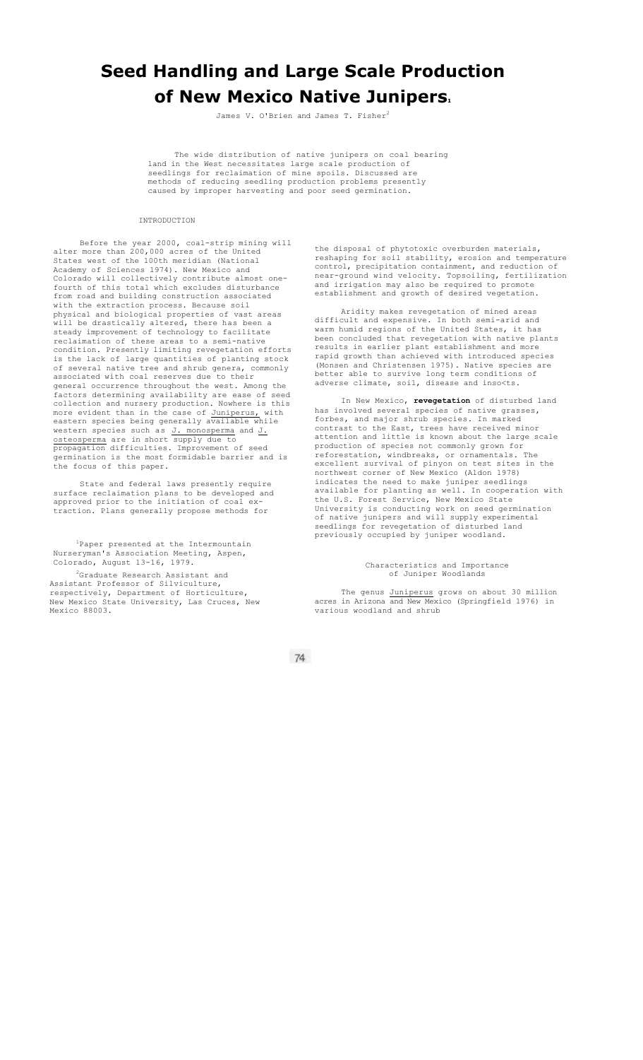# Seed Handling and Large Scale Production of New Mexico Native Junipers[1]

James V. O'Brien and James T. Fisher[2]

The wide distribution of native junipers on coal bearing land in the West necessitates large scale production of seedlings for reclaimation of mine spoils. Discussed are methods of reducing seedling production problems presently caused by improper harvesting and poor seed germination.

## INTRODUCTION

Before the year 2000, coal-strip mining will alter more than 200,000 acres of the United States west of the 100th meridian (National Academy of Sciences 1974). New Mexico and Colorado will collectively contribute almost one-fourth of this total which excludes disturbance from road and building construction associated with the extraction process. Because soil physical and biological properties of vast areas will be drastically altered, there has been a steady improvement of technology to facilitate reclaimation of these areas to a semi-native condition. Presently limiting revegetation efforts is the lack of large quantities of planting stock of several native tree and shrub genera, commonly associated with coal reserves due to their general occurrence throughout the west. Among the factors determining availability are ease of seed collection and nursery production. Nowhere is this more evident than in the case of *Juniperus,* with eastern species being generally available while western species such as *J. monosperma* and *J. osteosperma* are in short supply due to propagation difficulties. Improvement of seed germination is the most formidable barrier and is the focus of this paper.

State and federal laws presently require surface reclaimation plans to be developed and approved prior to the initiation of coal extraction. Plans generally propose methods for the disposal of phytotoxic overburden materials, reshaping for soil stability, erosion and temperature control, precipitation containment, and reduction of near-ground wind velocity. Topsoiling, fertilization and irrigation may also be required to promote establishment and growth of desired vegetation.

Aridity makes revegetation of mined areas difficult and expensive. In both semi-arid and warm humid regions of the United States, it has been concluded that revegetation with native plants results in earlier plant establishment and more rapid growth than achieved with introduced species (Monsen and Christensen 1975). Native species are better able to survive long term conditions of adverse climate, soil, disease and insects.

In New Mexico, **revegetation** of disturbed land has involved several species of native grasses, forbs, and major shrub species. In marked contrast to the East, trees have received minor attention and little is known about the large scale production of species not commonly grown for reforestation, windbreaks, or ornamentals. The excellent survival of pinyon on test sites in the northwest corner of New Mexico (Aldon 1978) indicates the need to make juniper seedlings available for planting as well. In cooperation with the U.S. Forest Service, New Mexico State University is conducting work on seed germination of native junipers and will supply experimental seedlings for revegetation of disturbed land previously occupied by juniper woodland.

## Characteristics and Importance of Juniper Woodlands

The genus *Juniperus* grows on about 30 million acres in Arizona and New Mexico (Springfield 1976) in various woodland and shrub

---

[1]Paper presented at the Intermountain Nurseryman's Association Meeting, Aspen, Colorado, August 13-16, 1979.

[2]Graduate Research Assistant and Assistant Professor of Silviculture, respectively, Department of Horticulture, New Mexico State University, Las Cruces, New Mexico 88003.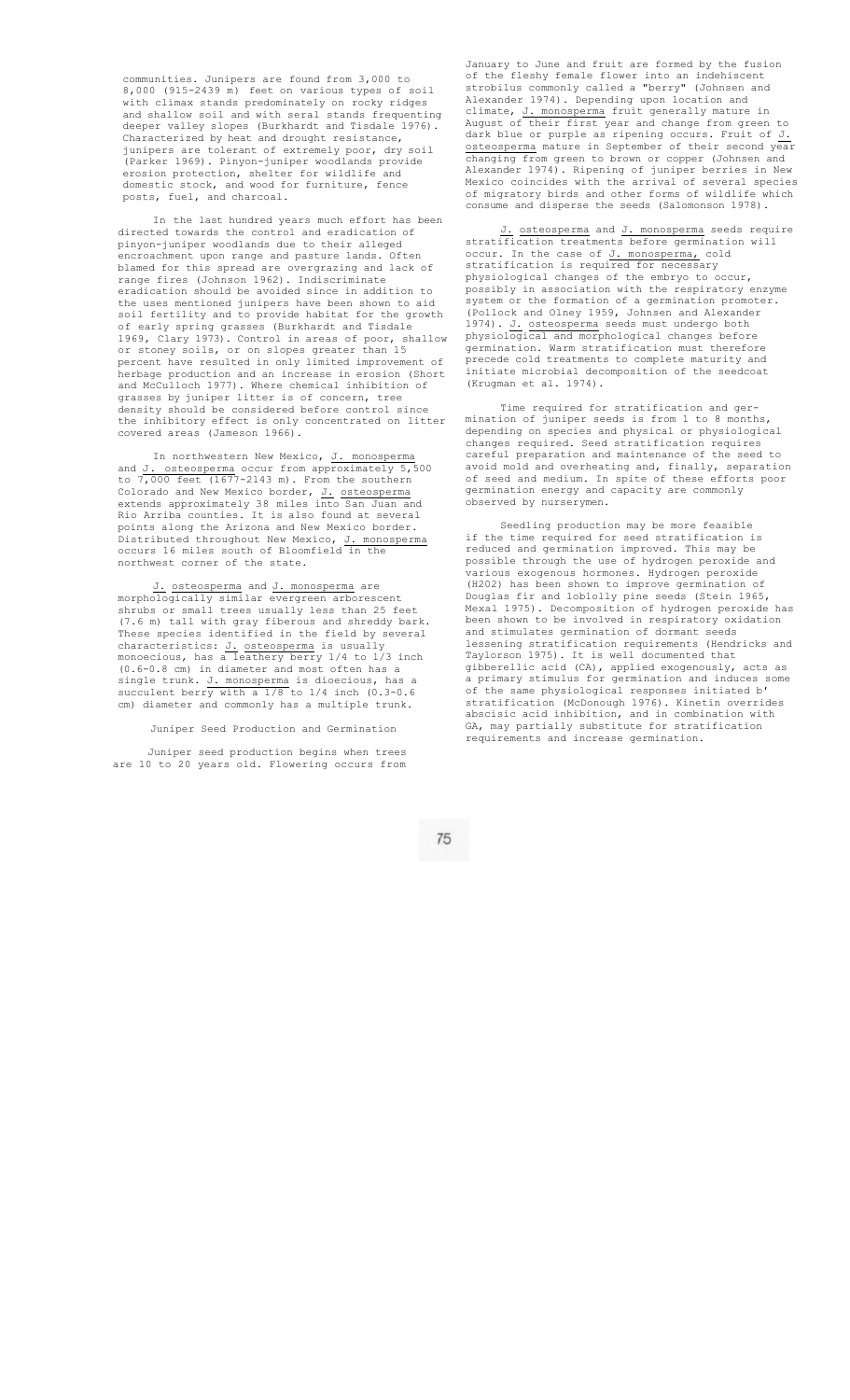communities. Junipers are found from 3,000 to 8,000 (915-2439 m) feet on various types of soil with climax stands predominately on rocky ridges and shallow soil and with seral stands frequenting deeper valley slopes (Burkhardt and Tisdale 1976). Characterized by heat and drought resistance, junipers are tolerant of extremely poor, dry soil (Parker 1969). Pinyon-juniper woodlands provide erosion protection, shelter for wildlife and domestic stock, and wood for furniture, fence posts, fuel, and charcoal.

In the last hundred years much effort has been directed towards the control and eradication of pinyon-juniper woodlands due to their alleged encroachment upon range and pasture lands. Often blamed for this spread are overgrazing and lack of range fires (Johnson 1962). Indiscriminate eradication should be avoided since in addition to the uses mentioned junipers have been shown to aid soil fertility and to provide habitat for the growth of early spring grasses (Burkhardt and Tisdale 1969, Clary 1973). Control in areas of poor, shallow or stoney soils, or on slopes greater than 15 percent have resulted in only limited improvement of herbage production and an increase in erosion (Short and McCulloch 1977). Where chemical inhibition of grasses by juniper litter is of concern, tree density should be considered before control since the inhibitory effect is only concentrated on litter covered areas (Jameson 1966).

In northwestern New Mexico, *J. monosperma* and *J. osteosperma* occur from approximately 5,500 to 7,000 feet (1677-2143 m). From the southern Colorado and New Mexico border, *J. osteosperma* extends approximately 38 miles into San Juan and Rio Arriba counties. It is also found at several points along the Arizona and New Mexico border. Distributed throughout New Mexico, *J. monosperma* occurs 16 miles south of Bloomfield in the northwest corner of the state.

*J. osteosperma* and *J. monosperma* are morphologically similar evergreen arborescent shrubs or small trees usually less than 25 feet (7.6 m) tall with gray fiberous and shreddy bark. These species identified in the field by several characteristics: *J. osteosperma* is usually monoecious, has a leathery berry 1/4 to 1/3 inch (0.6-0.8 cm) in diameter and most often has a single trunk. *J. monosperma* is dioecious, has a succulent berry with a 1/8 to 1/4 inch (0.3-0.6 cm) diameter and commonly has a multiple trunk.

## Juniper Seed Production and Germination

Juniper seed production begins when trees are 10 to 20 years old. Flowering occurs from January to June and fruit are formed by the fusion of the fleshy female flower into an indehiscent strobilus commonly called a "berry" (Johnsen and Alexander 1974). Depending upon location and climate, *J. monosperma* fruit generally mature in August of their first year and change from green to dark blue or purple as ripening occurs. Fruit of *J. osteosperma* mature in September of their second year changing from green to brown or copper (Johnsen and Alexander 1974). Ripening of juniper berries in New Mexico coincides with the arrival of several species of migratory birds and other forms of wildlife which consume and disperse the seeds (Salomonson 1978).

*J. osteosperma* and *J. monosperma* seeds require stratification treatments before germination will occur. In the case of *J. monosperma,* cold stratification is required for necessary physiological changes of the embryo to occur, possibly in association with the respiratory enzyme system or the formation of a germination promoter. (Pollock and Olney 1959, Johnsen and Alexander 1974). *J. osteosperma* seeds must undergo both physiological and morphological changes before germination. Warm stratification must therefore precede cold treatments to complete maturity and initiate microbial decomposition of the seedcoat (Krugman et al. 1974).

Time required for stratification and germination of juniper seeds is from 1 to 8 months, depending on species and physical or physiological changes required. Seed stratification requires careful preparation and maintenance of the seed to avoid mold and overheating and, finally, separation of seed and medium. In spite of these efforts poor germination energy and capacity are commonly observed by nurserymen.

Seedling production may be more feasible if the time required for seed stratification is reduced and germination improved. This may be possible through the use of hydrogen peroxide and various exogenous hormones. Hydrogen peroxide ($H_2O_2$) has been shown to improve germination of Douglas fir and loblolly pine seeds (Stein 1965, Mexal 1975). Decomposition of hydrogen peroxide has been shown to be involved in respiratory oxidation and stimulates germination of dormant seeds lessening stratification requirements (Hendricks and Taylorson 1975). It is well documented that gibberellic acid (GA), applied exogenously, acts as a primary stimulus for germination and induces some of the same physiological responses initiated b' stratification (McDonough 1976). Kinetin overrides abscisic acid inhibition, and in combination with GA, may partially substitute for stratification requirements and increase germination.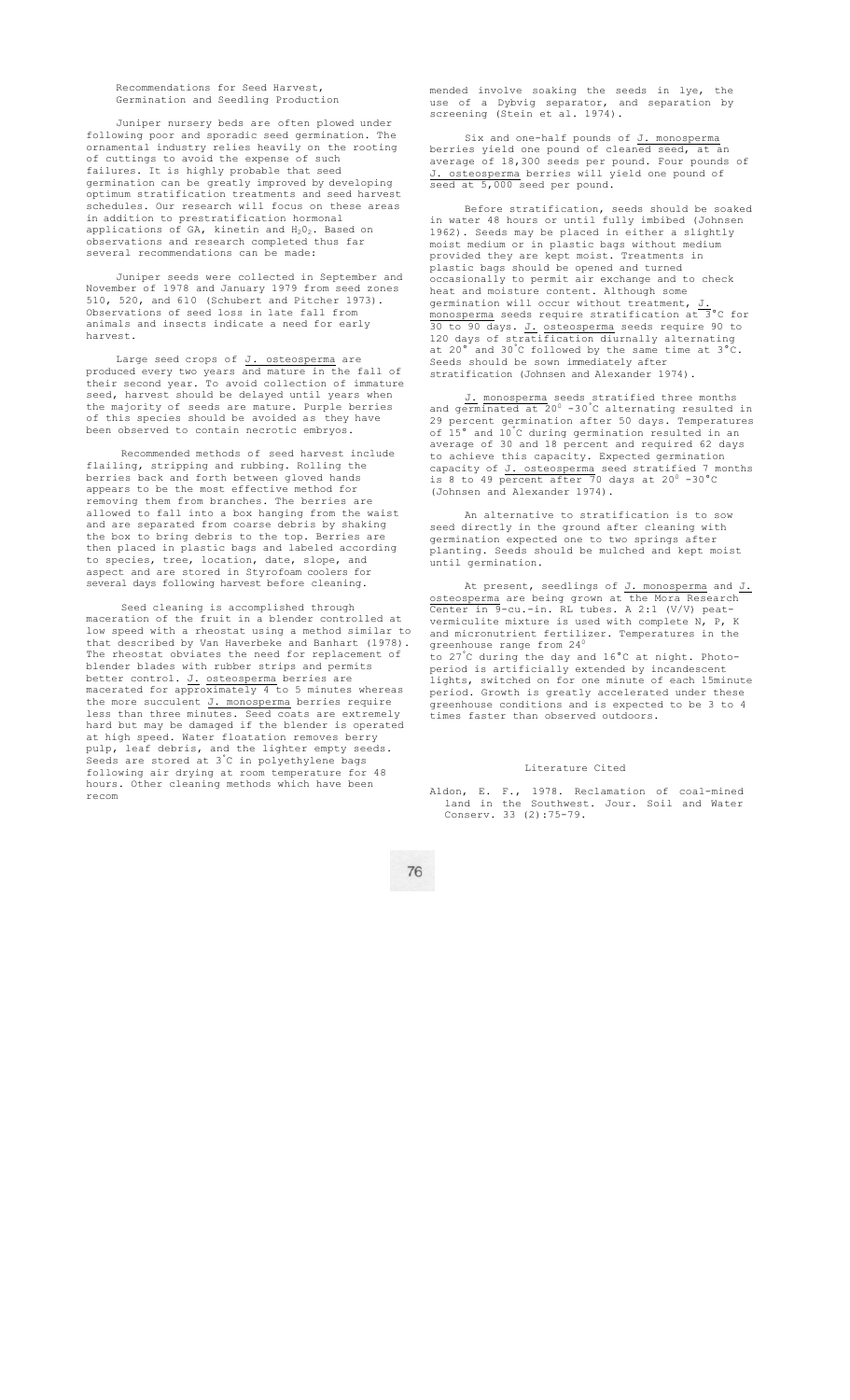## Recommendations for Seed Harvest, Germination and Seedling Production

Juniper nursery beds are often plowed under following poor and sporadic seed germination. The ornamental industry relies heavily on the rooting of cuttings to avoid the expense of such failures. It is highly probable that seed germination can be greatly improved by developing optimum stratification treatments and seed harvest schedules. Our research will focus on these areas in addition to prestratification hormonal applications of GA, kinetin and $H_2O_2$. Based on observations and research completed thus far several recommendations can be made:

Juniper seeds were collected in September and November of 1978 and January 1979 from seed zones 510, 520, and 610 (Schubert and Pitcher 1973). Observations of seed loss in late fall from animals and insects indicate a need for early harvest.

Large seed crops of *J. osteosperma* are produced every two years and mature in the fall of their second year. To avoid collection of immature seed, harvest should be delayed until years when the majority of seeds are mature. Purple berries of this species should be avoided as they have been observed to contain necrotic embryos.

Recommended methods of seed harvest include flailing, stripping and rubbing. Rolling the berries back and forth between gloved hands appears to be the most effective method for removing them from branches. The berries are allowed to fall into a box hanging from the waist and are separated from coarse debris by shaking the box to bring debris to the top. Berries are then placed in plastic bags and labeled according to species, tree, location, date, slope, and aspect and are stored in Styrofoam coolers for several days following harvest before cleaning.

Seed cleaning is accomplished through maceration of the fruit in a blender controlled at low speed with a rheostat using a method similar to that described by Van Haverbeke and Banhart (1978). The rheostat obviates the need for replacement of blender blades with rubber strips and permits better control. *J. osteosperma* berries are macerated for approximately 4 to 5 minutes whereas the more succulent *J. monosperma* berries require less than three minutes. Seed coats are extremely hard but may be damaged if the blender is operated at high speed. Water floatation removes berry pulp, leaf debris, and the lighter empty seeds. Seeds are stored at 3°C in polyethylene bags following air drying at room temperature for 48 hours. Other cleaning methods which have been recommended involve soaking the seeds in lye, the use of a Dybvig separator, and separation by screening (Stein et al. 1974).

Six and one-half pounds of *J. monosperma* berries yield one pound of cleaned seed, at an average of 18,300 seeds per pound. Four pounds of *J. osteosperma* berries will yield one pound of seed at 5,000 seed per pound.

Before stratification, seeds should be soaked in water 48 hours or until fully imbibed (Johnsen 1962). Seeds may be placed in either a slightly moist medium or in plastic bags without medium provided they are kept moist. Treatments in plastic bags should be opened and turned occasionally to permit air exchange and to check heat and moisture content. Although some germination will occur without treatment, *J. monosperma* seeds require stratification at 3°C for 30 to 90 days. *J. osteosperma* seeds require 90 to 120 days of stratification diurnally alternating at 20° and 30°C followed by the same time at 3°C. Seeds should be sown immediately after stratification (Johnsen and Alexander 1974).

*J. monosperma* seeds stratified three months and germinated at 20° -30°C alternating resulted in 29 percent germination after 50 days. Temperatures of 15° and 10°C during germination resulted in an average of 30 and 18 percent and required 62 days to achieve this capacity. Expected germination capacity of *J. osteosperma* seed stratified 7 months is 8 to 49 percent after 70 days at 20° -30°C (Johnsen and Alexander 1974).

An alternative to stratification is to sow seed directly in the ground after cleaning with germination expected one to two springs after planting. Seeds should be mulched and kept moist until germination.

At present, seedlings of *J. monosperma* and *J. osteosperma* are being grown at the Mora Research Center in 9-cu.-in. RL tubes. A 2:1 (V/V) peat-vermiculite mixture is used with complete N, P, K and micronutrient fertilizer. Temperatures in the greenhouse range from 24° to 27°C during the day and 16°C at night. Photoperiod is artificially extended by incandescent lights, switched on for one minute of each 15minute period. Growth is greatly accelerated under these greenhouse conditions and is expected to be 3 to 4 times faster than observed outdoors.

## Literature Cited

Aldon, E. F., 1978. Reclamation of coal-mined land in the Southwest. Jour. Soil and Water Conserv. 33 (2):75-79.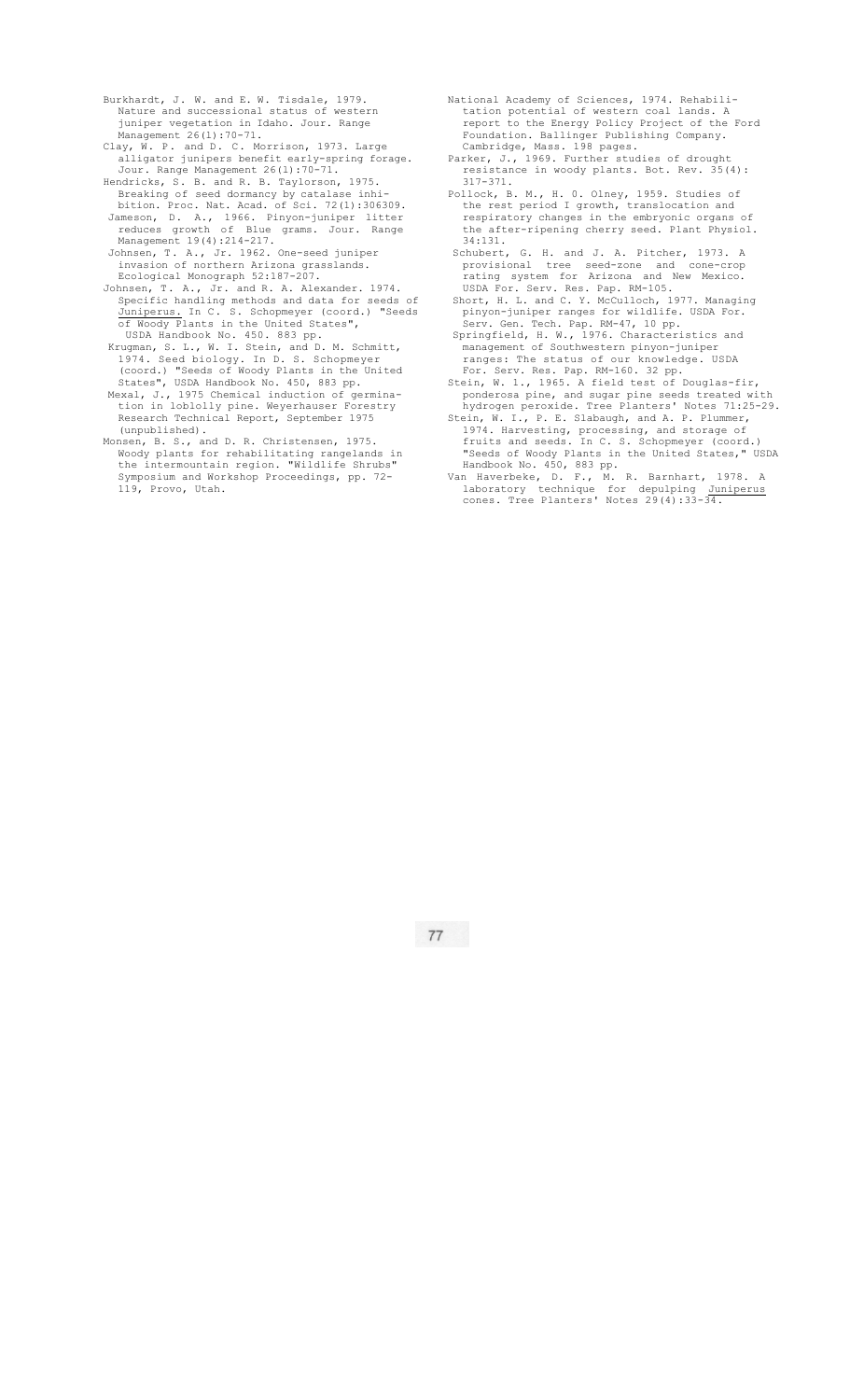Burkhardt, J. W. and E. W. Tisdale, 1979. Nature and successional status of western juniper vegetation in Idaho. Jour. Range Management 26(1):70-71.

Clay, W. P. and D. C. Morrison, 1973. Large alligator junipers benefit early-spring forage. Jour. Range Management 26(1):70-71.

Hendricks, S. B. and R. B. Taylorson, 1975. Breaking of seed dormancy by catalase inhibition. Proc. Nat. Acad. of Sci. 72(1):306309.

Jameson, D. A., 1966. Pinyon-juniper litter reduces growth of Blue gramas. Jour. Range Management 19(4):214-217.

Johnsen, T. A., Jr. 1962. One-seed juniper invasion of northern Arizona grasslands. Ecological Monograph 52:187-207.

Johnsen, T. A., Jr. and R. A. Alexander. 1974. Specific handling methods and data for seeds of Juniperus. In C. S. Schopmeyer (coord.) "Seeds of Woody Plants in the United States", USDA Handbook No. 450. 883 pp.

Krugman, S. L., W. I. Stein, and D. M. Schmitt, 1974. Seed biology. In D. S. Schopmeyer (coord.) "Seeds of Woody Plants in the United States", USDA Handbook No. 450, 883 pp.

Mexal, J., 1975 Chemical induction of germination in loblolly pine. Weyerhauser Forestry Research Technical Report, September 1975 (unpublished).

Monsen, B. S., and D. R. Christensen, 1975. Woody plants for rehabilitating rangelands in the intermountain region. "Wildlife Shrubs" Symposium and Workshop Proceedings, pp. 72-119, Provo, Utah.

National Academy of Sciences, 1974. Rehabilitation potential of western coal lands. A report to the Energy Policy Project of the Ford Foundation. Ballinger Publishing Company. Cambridge, Mass. 198 pages.

Parker, J., 1969. Further studies of drought resistance in woody plants. Bot. Rev. 35(4): 317-371.

Pollock, B. M., H. O. Olney, 1959. Studies of the rest period I growth, translocation and respiratory changes in the embryonic organs of the after-ripening cherry seed. Plant Physiol. 34:131.

Schubert, G. H. and J. A. Pitcher, 1973. A provisional tree seed-zone and cone-crop rating system for Arizona and New Mexico. USDA For. Serv. Res. Pap. RM-105.

Short, H. L. and C. Y. McCulloch, 1977. Managing pinyon-juniper ranges for wildlife. USDA For. Serv. Gen. Tech. Pap. RM-47, 10 pp.

Springfield, H. W., 1976. Characteristics and management of Southwestern pinyon-juniper ranges: The status of our knowledge. USDA For. Serv. Res. Pap. RM-160. 32 pp.

Stein, W. I., 1965. A field test of Douglas-fir, ponderosa pine, and sugar pine seeds treated with hydrogen peroxide. Tree Planters' Notes 71:25-29.

Stein, W. I., P. E. Slabaugh, and A. P. Plummer, 1974. Harvesting, processing, and storage of fruits and seeds. In C. S. Schopmeyer (coord.) "Seeds of Woody Plants in the United States," USDA Handbook No. 450, 883 pp.

Van Haverbeke, D. F., M. R. Barnhart, 1978. A laboratory technique for depulping Juniperus cones. Tree Planters' Notes 29(4):33-34.